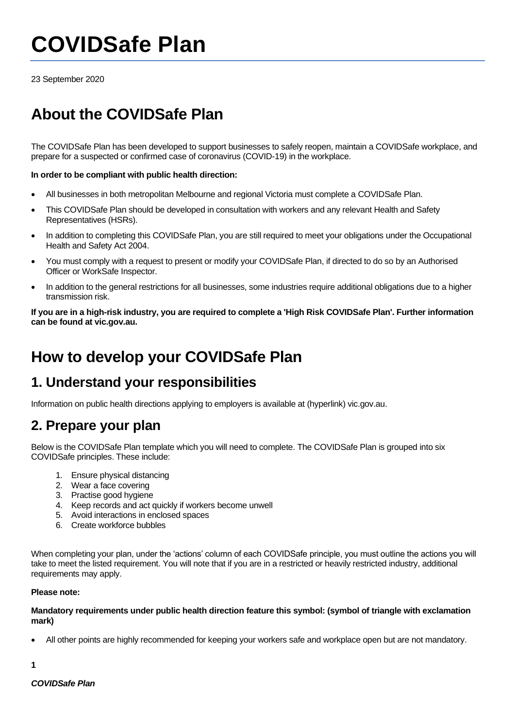# COVIDSafe Plan

23 September 2020

## About the COVIDSafe Plan

The COVIDSafe Plan has been developed to support businesses to safely reopen, maintain a COVIDSafe workplace, and prepare for a suspected or confirmed case of coronavirus (COVID-19) in the workplace.

**In order to be compliant with public health direction:**

- All businesses in both metropolitan Melbourne and regional Victoria must complete a COVIDSafe Plan.
- This COVIDSafe Plan should be developed in consultation with workers and any relevant Health and Safety Representatives (HSRs).
- In addition to completing this COVIDSafe Plan, you are still required to meet your obligations under the Occupational Health and Safety Act 2004.
- You must comply with a request to present or modify your COVIDSafe Plan, if directed to do so by an Authorised Officer or WorkSafe Inspector.
- In addition to the general restrictions for all businesses, some industries require additional obligations due to a higher transmission risk.

**If you are in a high-risk industry, you are required to complete a 'High Risk COVIDSafe Plan'. Further information can be found at vic.gov.au.**

## How to develop your COVIDSafe Plan

### 1. Understand your responsibilities

Information on public health directions applying to employers is available at (hyperlink) vic.gov.au.

### 2. Prepare your plan

Below is the COVIDSafe Plan template which you will need to complete. The COVIDSafe Plan is grouped into six COVIDSafe principles. These include:

1. Ensure physical distancing
2. Wear a face covering
3. Practise good hygiene
4. Keep records and act quickly if workers become unwell
5. Avoid interactions in enclosed spaces
6. Create workforce bubbles

When completing your plan, under the 'actions' column of each COVIDSafe principle, you must outline the actions you will take to meet the listed requirement. You will note that if you are in a restricted or heavily restricted industry, additional requirements may apply.

**Please note:**

**Mandatory requirements under public health direction feature this symbol: (symbol of triangle with exclamation mark)**

- All other points are highly recommended for keeping your workers safe and workplace open but are not mandatory.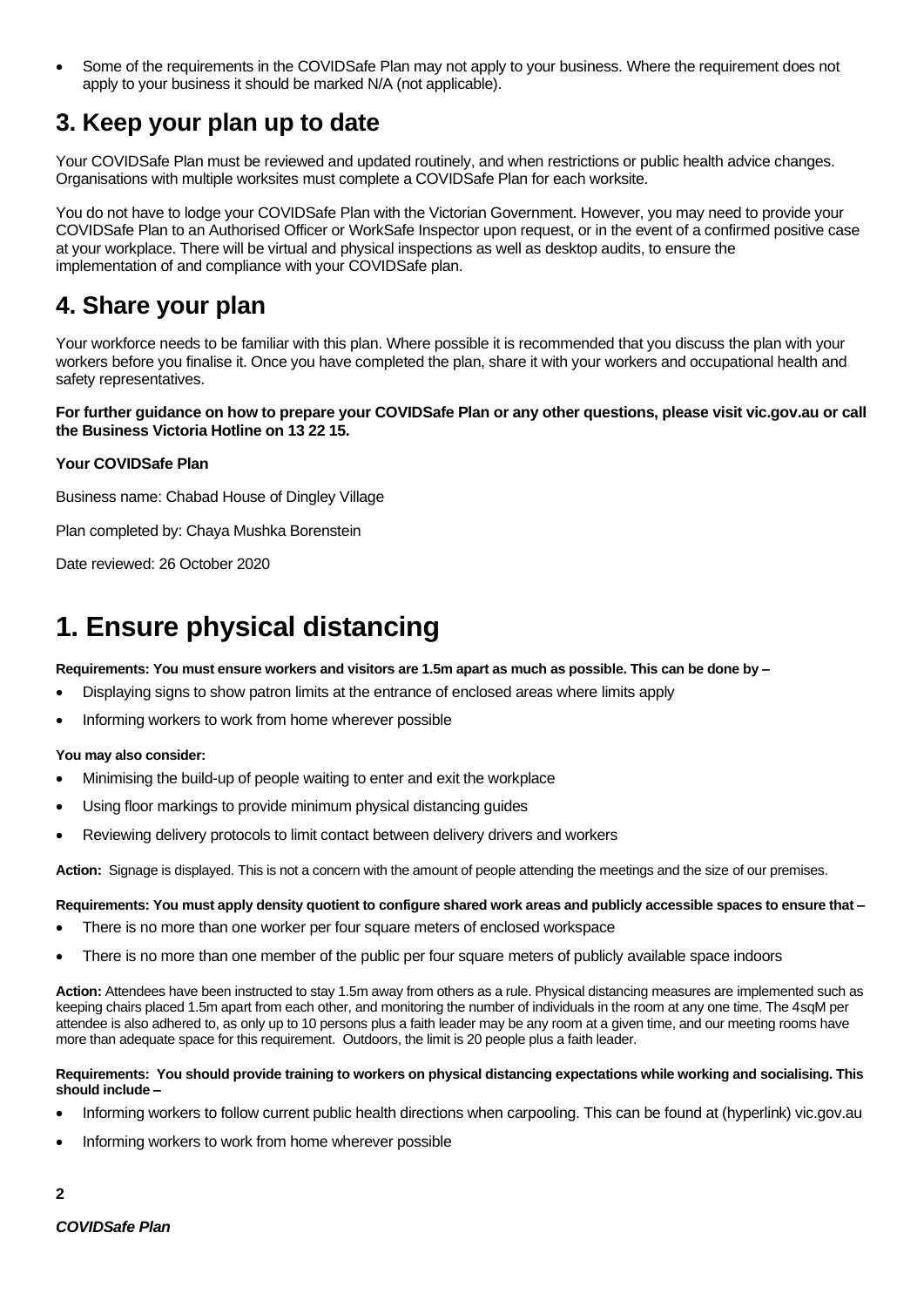- Some of the requirements in the COVIDSafe Plan may not apply to your business. Where the requirement does not apply to your business it should be marked N/A (not applicable).

## 3. Keep your plan up to date

Your COVIDSafe Plan must be reviewed and updated routinely, and when restrictions or public health advice changes. Organisations with multiple worksites must complete a COVIDSafe Plan for each worksite.

You do not have to lodge your COVIDSafe Plan with the Victorian Government. However, you may need to provide your COVIDSafe Plan to an Authorised Officer or WorkSafe Inspector upon request, or in the event of a confirmed positive case at your workplace. There will be virtual and physical inspections as well as desktop audits, to ensure the implementation of and compliance with your COVIDSafe plan.

## 4. Share your plan

Your workforce needs to be familiar with this plan. Where possible it is recommended that you discuss the plan with your workers before you finalise it. Once you have completed the plan, share it with your workers and occupational health and safety representatives.

**For further guidance on how to prepare your COVIDSafe Plan or any other questions, please visit vic.gov.au or call the Business Victoria Hotline on 13 22 15.**

**Your COVIDSafe Plan**

Business name: Chabad House of Dingley Village

Plan completed by: Chaya Mushka Borenstein

Date reviewed: 26 October 2020

# 1. Ensure physical distancing

**Requirements: You must ensure workers and visitors are 1.5m apart as much as possible. This can be done by –**

- Displaying signs to show patron limits at the entrance of enclosed areas where limits apply
- Informing workers to work from home wherever possible

**You may also consider:**

- Minimising the build-up of people waiting to enter and exit the workplace
- Using floor markings to provide minimum physical distancing guides
- Reviewing delivery protocols to limit contact between delivery drivers and workers

**Action:** Signage is displayed. This is not a concern with the amount of people attending the meetings and the size of our premises.

**Requirements: You must apply density quotient to configure shared work areas and publicly accessible spaces to ensure that –**

- There is no more than one worker per four square meters of enclosed workspace
- There is no more than one member of the public per four square meters of publicly available space indoors

**Action:** Attendees have been instructed to stay 1.5m away from others as a rule. Physical distancing measures are implemented such as keeping chairs placed 1.5m apart from each other, and monitoring the number of individuals in the room at any one time. The 4sqM per attendee is also adhered to, as only up to 10 persons plus a faith leader may be any room at a given time, and our meeting rooms have more than adequate space for this requirement. Outdoors, the limit is 20 people plus a faith leader.

**Requirements: You should provide training to workers on physical distancing expectations while working and socialising. This should include –**

- Informing workers to follow current public health directions when carpooling. This can be found at (hyperlink) vic.gov.au
- Informing workers to work from home wherever possible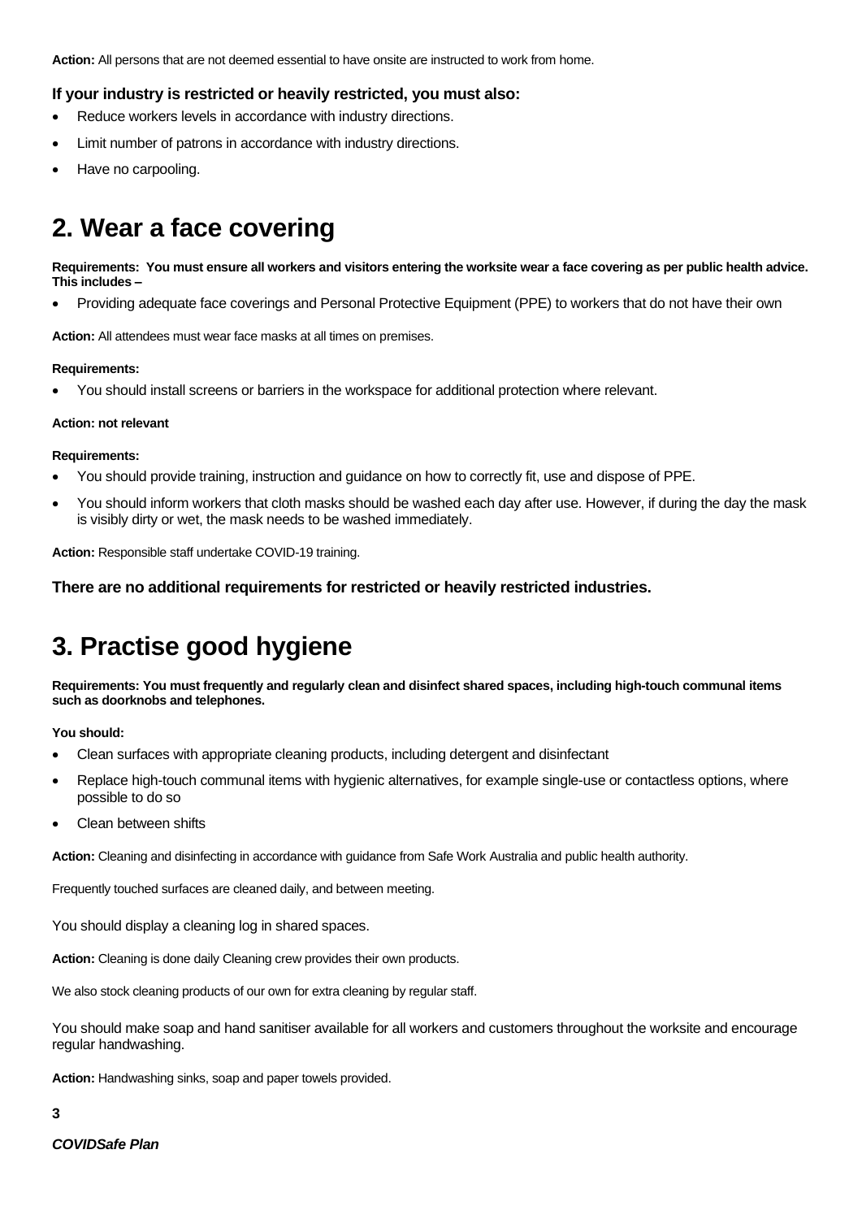**Action:** All persons that are not deemed essential to have onsite are instructed to work from home.

### If your industry is restricted or heavily restricted, you must also:

- Reduce workers levels in accordance with industry directions.
- Limit number of patrons in accordance with industry directions.
- Have no carpooling.

## 2. Wear a face covering

**Requirements: You must ensure all workers and visitors entering the worksite wear a face covering as per public health advice. This includes –**

- Providing adequate face coverings and Personal Protective Equipment (PPE) to workers that do not have their own

**Action:** All attendees must wear face masks at all times on premises.

**Requirements:**

- You should install screens or barriers in the workspace for additional protection where relevant.

**Action: not relevant**

**Requirements:**

- You should provide training, instruction and guidance on how to correctly fit, use and dispose of PPE.
- You should inform workers that cloth masks should be washed each day after use. However, if during the day the mask is visibly dirty or wet, the mask needs to be washed immediately.

**Action:** Responsible staff undertake COVID-19 training.

**There are no additional requirements for restricted or heavily restricted industries.**

## 3. Practise good hygiene

**Requirements: You must frequently and regularly clean and disinfect shared spaces, including high-touch communal items such as doorknobs and telephones.**

**You should:**

- Clean surfaces with appropriate cleaning products, including detergent and disinfectant
- Replace high-touch communal items with hygienic alternatives, for example single-use or contactless options, where possible to do so
- Clean between shifts

**Action:** Cleaning and disinfecting in accordance with guidance from Safe Work Australia and public health authority.

Frequently touched surfaces are cleaned daily, and between meeting.

You should display a cleaning log in shared spaces.

**Action:** Cleaning is done daily Cleaning crew provides their own products.

We also stock cleaning products of our own for extra cleaning by regular staff.

You should make soap and hand sanitiser available for all workers and customers throughout the worksite and encourage regular handwashing.

**Action:** Handwashing sinks, soap and paper towels provided.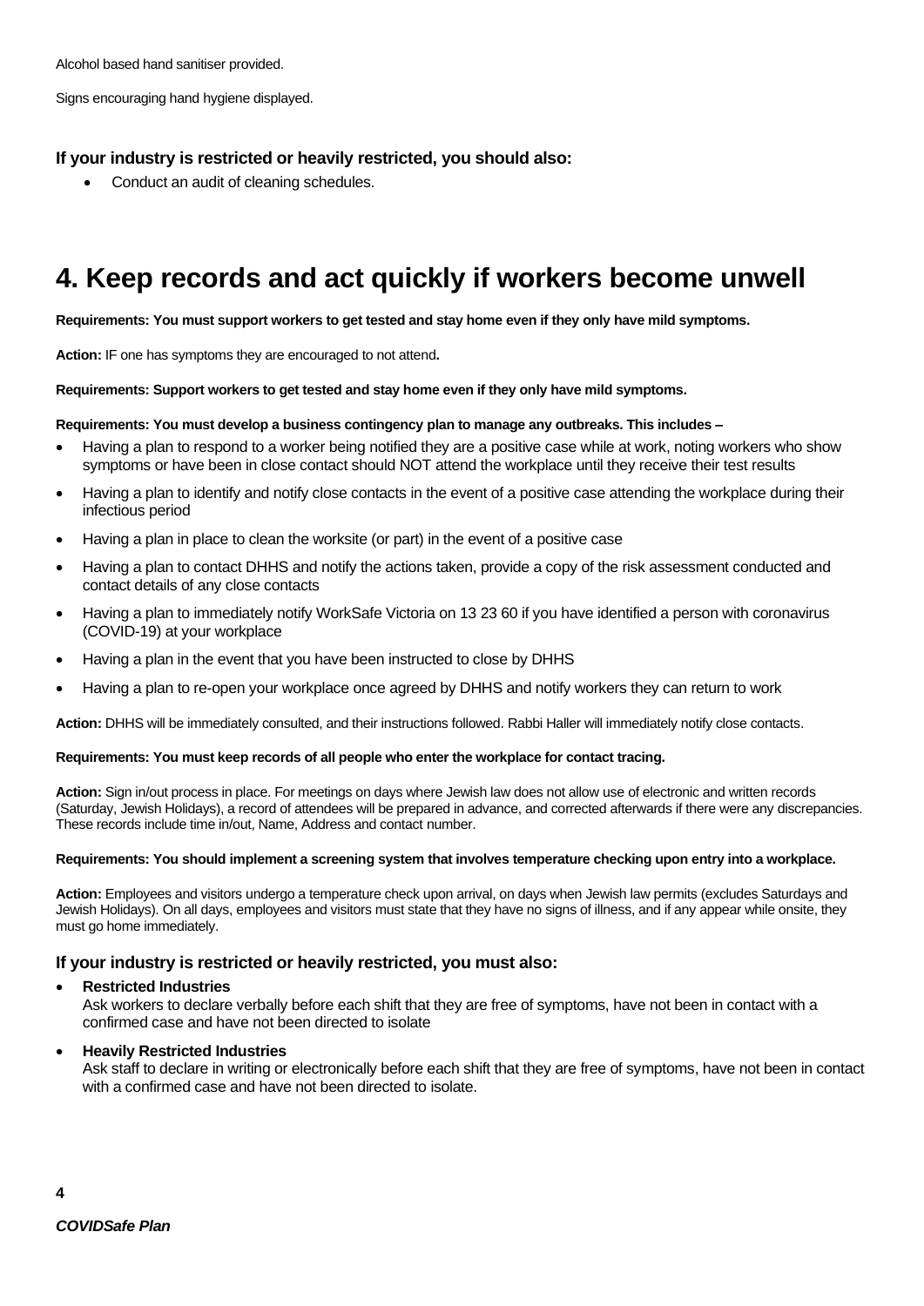Alcohol based hand sanitiser provided.

Signs encouraging hand hygiene displayed.

### If your industry is restricted or heavily restricted, you should also:

- Conduct an audit of cleaning schedules.

# 4. Keep records and act quickly if workers become unwell

**Requirements: You must support workers to get tested and stay home even if they only have mild symptoms.**

**Action:** IF one has symptoms they are encouraged to not attend**.**

**Requirements: Support workers to get tested and stay home even if they only have mild symptoms.**

**Requirements: You must develop a business contingency plan to manage any outbreaks. This includes –**

- Having a plan to respond to a worker being notified they are a positive case while at work, noting workers who show symptoms or have been in close contact should NOT attend the workplace until they receive their test results
- Having a plan to identify and notify close contacts in the event of a positive case attending the workplace during their infectious period
- Having a plan in place to clean the worksite (or part) in the event of a positive case
- Having a plan to contact DHHS and notify the actions taken, provide a copy of the risk assessment conducted and contact details of any close contacts
- Having a plan to immediately notify WorkSafe Victoria on 13 23 60 if you have identified a person with coronavirus (COVID-19) at your workplace
- Having a plan in the event that you have been instructed to close by DHHS
- Having a plan to re-open your workplace once agreed by DHHS and notify workers they can return to work

**Action:** DHHS will be immediately consulted, and their instructions followed. Rabbi Haller will immediately notify close contacts.

**Requirements: You must keep records of all people who enter the workplace for contact tracing.**

**Action:** Sign in/out process in place. For meetings on days where Jewish law does not allow use of electronic and written records (Saturday, Jewish Holidays), a record of attendees will be prepared in advance, and corrected afterwards if there were any discrepancies. These records include time in/out, Name, Address and contact number.

**Requirements: You should implement a screening system that involves temperature checking upon entry into a workplace.**

**Action:** Employees and visitors undergo a temperature check upon arrival, on days when Jewish law permits (excludes Saturdays and Jewish Holidays). On all days, employees and visitors must state that they have no signs of illness, and if any appear while onsite, they must go home immediately.

### If your industry is restricted or heavily restricted, you must also:

- **Restricted Industries**
  Ask workers to declare verbally before each shift that they are free of symptoms, have not been in contact with a confirmed case and have not been directed to isolate
- **Heavily Restricted Industries**
  Ask staff to declare in writing or electronically before each shift that they are free of symptoms, have not been in contact with a confirmed case and have not been directed to isolate.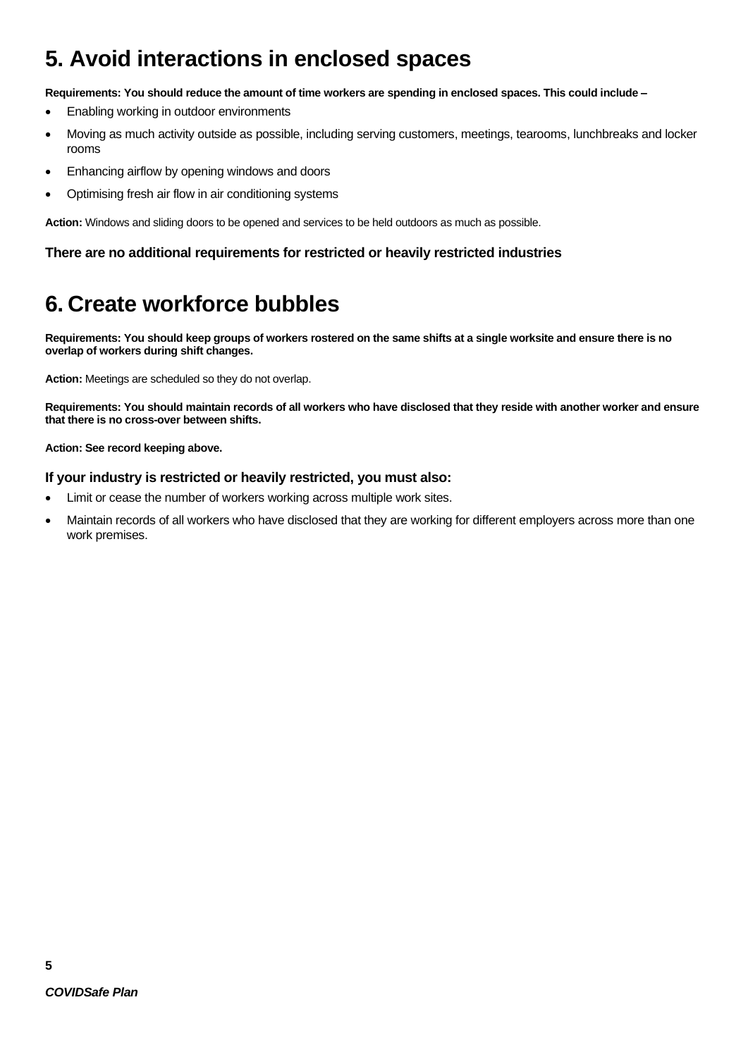# 5. Avoid interactions in enclosed spaces

**Requirements: You should reduce the amount of time workers are spending in enclosed spaces. This could include –**

- Enabling working in outdoor environments
- Moving as much activity outside as possible, including serving customers, meetings, tearooms, lunchbreaks and locker rooms
- Enhancing airflow by opening windows and doors
- Optimising fresh air flow in air conditioning systems

**Action:** Windows and sliding doors to be opened and services to be held outdoors as much as possible.

### There are no additional requirements for restricted or heavily restricted industries

# 6. Create workforce bubbles

**Requirements: You should keep groups of workers rostered on the same shifts at a single worksite and ensure there is no overlap of workers during shift changes.**

**Action:** Meetings are scheduled so they do not overlap.

**Requirements: You should maintain records of all workers who have disclosed that they reside with another worker and ensure that there is no cross-over between shifts.**

**Action: See record keeping above.**

### If your industry is restricted or heavily restricted, you must also:

- Limit or cease the number of workers working across multiple work sites.
- Maintain records of all workers who have disclosed that they are working for different employers across more than one work premises.